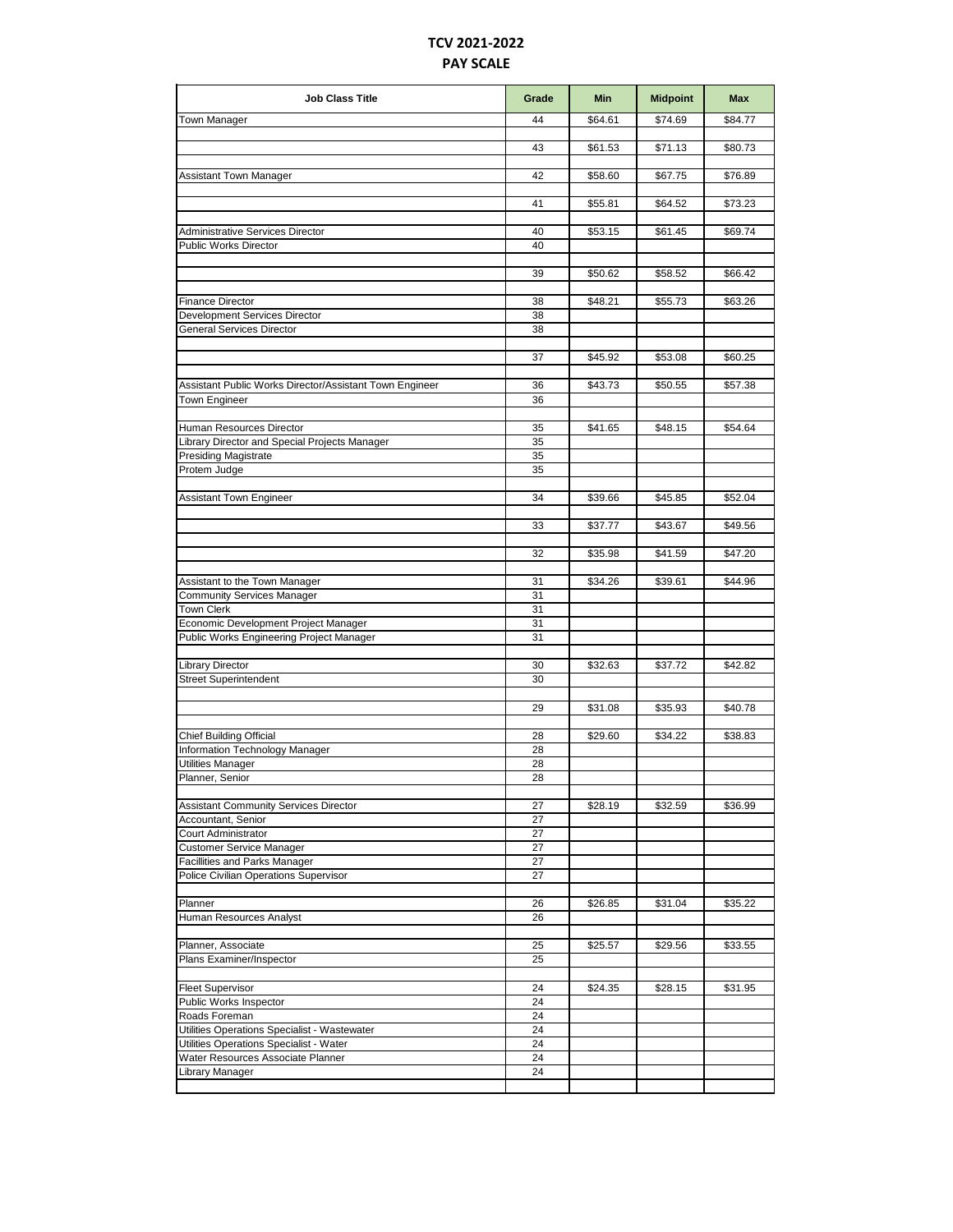# TCV 2021-2022
## PAY SCALE

| Job Class Title | Grade | Min | Midpoint | Max |
|---|---|---|---|---|
| Town Manager | 44 | $64.61 | $74.69 | $84.77 |
| | 43 | $61.53 | $71.13 | $80.73 |
| Assistant Town Manager | 42 | $58.60 | $67.75 | $76.89 |
| | 41 | $55.81 | $64.52 | $73.23 |
| Administrative Services Director | 40 | $53.15 | $61.45 | $69.74 |
| Public Works Director | 40 | | | |
| | 39 | $50.62 | $58.52 | $66.42 |
| Finance Director | 38 | $48.21 | $55.73 | $63.26 |
| Development Services Director | 38 | | | |
| General Services Director | 38 | | | |
| | 37 | $45.92 | $53.08 | $60.25 |
| Assistant Public Works Director/Assistant Town Engineer | 36 | $43.73 | $50.55 | $57.38 |
| Town Engineer | 36 | | | |
| Human Resources Director | 35 | $41.65 | $48.15 | $54.64 |
| Library Director and Special Projects Manager | 35 | | | |
| Presiding Magistrate | 35 | | | |
| Protem Judge | 35 | | | |
| Assistant Town Engineer | 34 | $39.66 | $45.85 | $52.04 |
| | 33 | $37.77 | $43.67 | $49.56 |
| | 32 | $35.98 | $41.59 | $47.20 |
| Assistant to the Town Manager | 31 | $34.26 | $39.61 | $44.96 |
| Community Services Manager | 31 | | | |
| Town Clerk | 31 | | | |
| Economic Development Project Manager | 31 | | | |
| Public Works Engineering Project Manager | 31 | | | |
| Library Director | 30 | $32.63 | $37.72 | $42.82 |
| Street Superintendent | 30 | | | |
| | 29 | $31.08 | $35.93 | $40.78 |
| Chief Building Official | 28 | $29.60 | $34.22 | $38.83 |
| Information Technology Manager | 28 | | | |
| Utilities Manager | 28 | | | |
| Planner, Senior | 28 | | | |
| Assistant Community Services Director | 27 | $28.19 | $32.59 | $36.99 |
| Accountant, Senior | 27 | | | |
| Court Administrator | 27 | | | |
| Customer Service Manager | 27 | | | |
| Facillities and Parks Manager | 27 | | | |
| Police Civilian Operations Supervisor | 27 | | | |
| Planner | 26 | $26.85 | $31.04 | $35.22 |
| Human Resources Analyst | 26 | | | |
| Planner, Associate | 25 | $25.57 | $29.56 | $33.55 |
| Plans Examiner/Inspector | 25 | | | |
| Fleet Supervisor | 24 | $24.35 | $28.15 | $31.95 |
| Public Works Inspector | 24 | | | |
| Roads Foreman | 24 | | | |
| Utilities Operations Specialist - Wastewater | 24 | | | |
| Utilities Operations Specialist - Water | 24 | | | |
| Water Resources Associate Planner | 24 | | | |
| Library Manager | 24 | | | |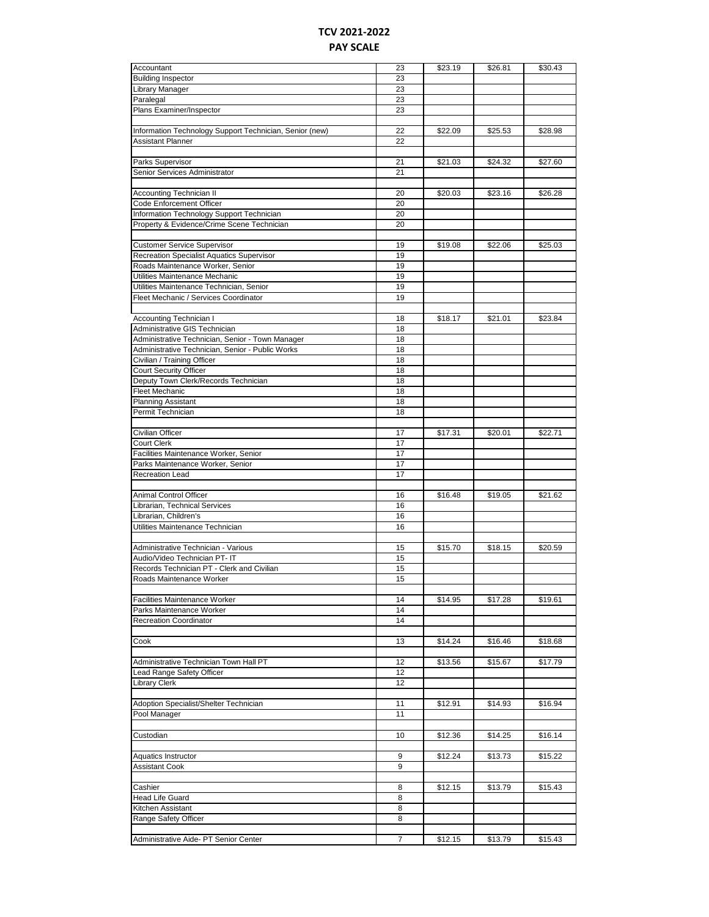# TCV 2021-2022
## PAY SCALE

| | | | | |
|---|---|---|---|---|
| Accountant | 23 | $23.19 | $26.81 | $30.43 |
| Building Inspector | 23 | | | |
| Library Manager | 23 | | | |
| Paralegal | 23 | | | |
| Plans Examiner/Inspector | 23 | | | |
| | | | | |
| Information Technology Support Technician, Senior (new) | 22 | $22.09 | $25.53 | $28.98 |
| Assistant Planner | 22 | | | |
| | | | | |
| Parks Supervisor | 21 | $21.03 | $24.32 | $27.60 |
| Senior Services Administrator | 21 | | | |
| | | | | |
| Accounting Technician II | 20 | $20.03 | $23.16 | $26.28 |
| Code Enforcement Officer | 20 | | | |
| Information Technology Support Technician | 20 | | | |
| Property & Evidence/Crime Scene Technician | 20 | | | |
| | | | | |
| Customer Service Supervisor | 19 | $19.08 | $22.06 | $25.03 |
| Recreation Specialist Aquatics Supervisor | 19 | | | |
| Roads Maintenance Worker, Senior | 19 | | | |
| Utilities Maintenance Mechanic | 19 | | | |
| Utilities Maintenance Technician, Senior | 19 | | | |
| Fleet Mechanic / Services Coordinator | 19 | | | |
| | | | | |
| Accounting Technician I | 18 | $18.17 | $21.01 | $23.84 |
| Administrative GIS Technician | 18 | | | |
| Administrative Technician, Senior - Town Manager | 18 | | | |
| Administrative Technician, Senior - Public Works | 18 | | | |
| Civilian / Training Officer | 18 | | | |
| Court Security Officer | 18 | | | |
| Deputy Town Clerk/Records Technician | 18 | | | |
| Fleet Mechanic | 18 | | | |
| Planning Assistant | 18 | | | |
| Permit Technician | 18 | | | |
| | | | | |
| Civilian Officer | 17 | $17.31 | $20.01 | $22.71 |
| Court Clerk | 17 | | | |
| Facilities Maintenance Worker, Senior | 17 | | | |
| Parks Maintenance Worker, Senior | 17 | | | |
| Recreation Lead | 17 | | | |
| | | | | |
| Animal Control Officer | 16 | $16.48 | $19.05 | $21.62 |
| Librarian, Technical Services | 16 | | | |
| Librarian, Children's | 16 | | | |
| Utilities Maintenance Technician | 16 | | | |
| | | | | |
| Administrative Technician - Various | 15 | $15.70 | $18.15 | $20.59 |
| Audio/Video Technician PT- IT | 15 | | | |
| Records Technician PT - Clerk and Civilian | 15 | | | |
| Roads Maintenance Worker | 15 | | | |
| | | | | |
| Facilities Maintenance Worker | 14 | $14.95 | $17.28 | $19.61 |
| Parks Maintenance Worker | 14 | | | |
| Recreation Coordinator | 14 | | | |
| | | | | |
| Cook | 13 | $14.24 | $16.46 | $18.68 |
| | | | | |
| Administrative Technician Town Hall PT | 12 | $13.56 | $15.67 | $17.79 |
| Lead Range Safety Officer | 12 | | | |
| Library Clerk | 12 | | | |
| | | | | |
| Adoption Specialist/Shelter Technician | 11 | $12.91 | $14.93 | $16.94 |
| Pool Manager | 11 | | | |
| | | | | |
| Custodian | 10 | $12.36 | $14.25 | $16.14 |
| | | | | |
| Aquatics Instructor | 9 | $12.24 | $13.73 | $15.22 |
| Assistant Cook | 9 | | | |
| | | | | |
| Cashier | 8 | $12.15 | $13.79 | $15.43 |
| Head Life Guard | 8 | | | |
| Kitchen Assistant | 8 | | | |
| Range Safety Officer | 8 | | | |
| | | | | |
| Administrative Aide- PT Senior Center | 7 | $12.15 | $13.79 | $15.43 |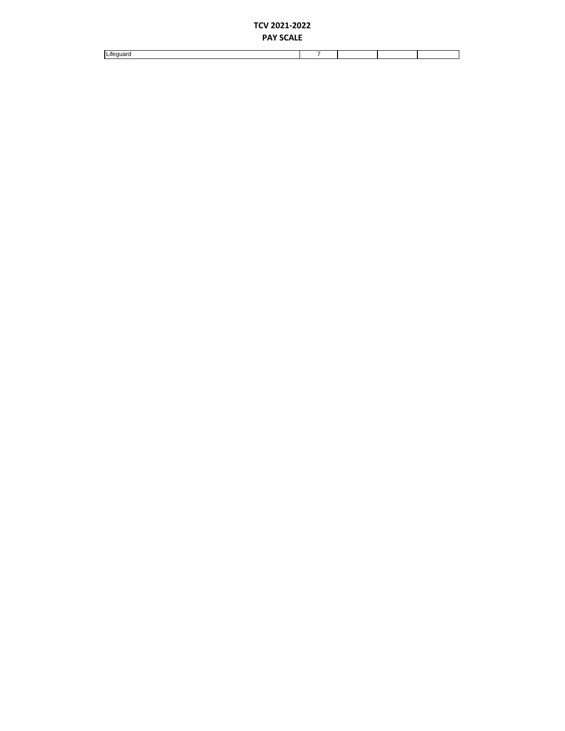**TCV 2021-2022**

**PAY SCALE**

| | | | | |
|---|---|---|---|---|
| Lifeguard | 7 | | | |